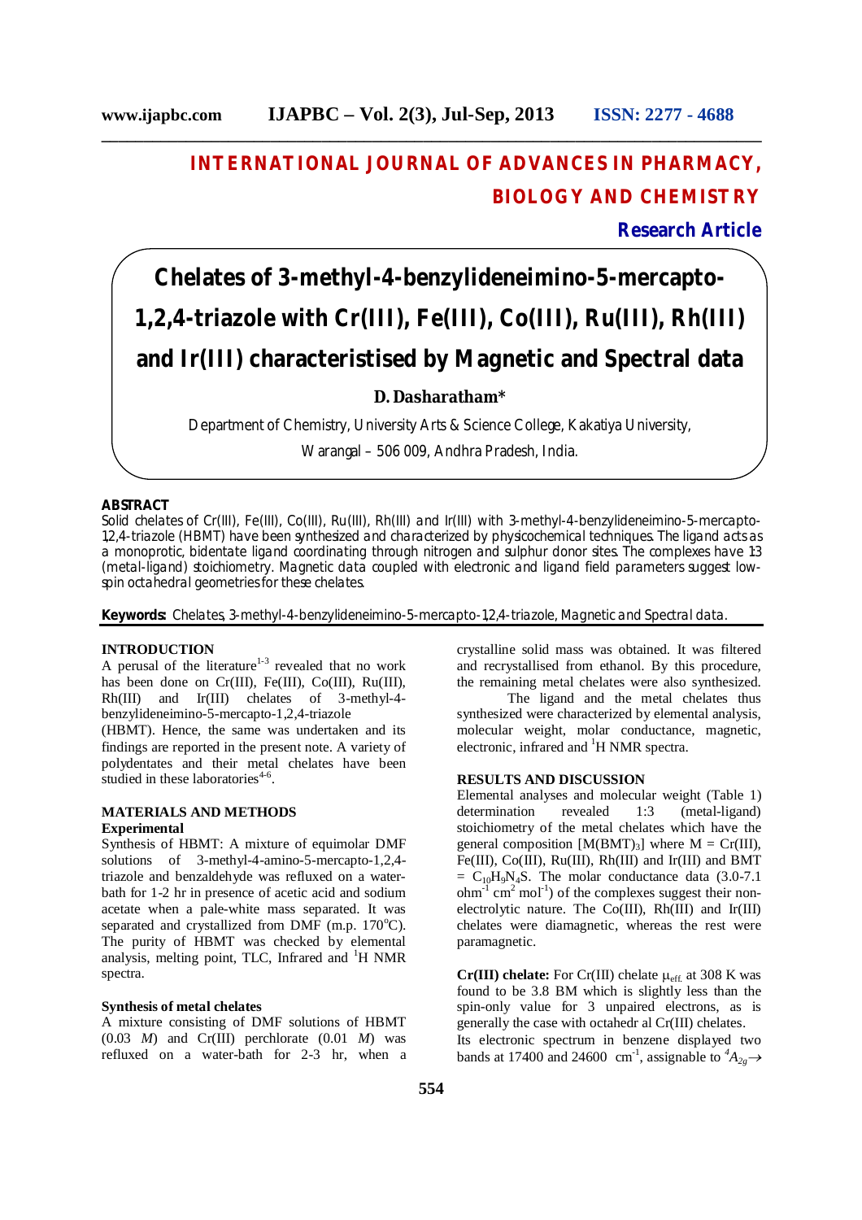# INTERNATIONAL JOURNAL OF ADVANCES IN PHARMACY, BIOLOGY AND CHEMISTRY

**Research Article**

# Chelates of 3-methyl-4-benzylideneimino-5-mercapto-1,2,4-triazole with Cr(III), Fe(III), Co(III), Ru(III), Rh(III) and Ir(III) characteristised by Magnetic and Spectral data

**D. Dasharatham***

Department of Chemistry, University Arts & Science College, Kakatiya University, Warangal – 506 009, Andhra Pradesh, India.

## ABSTRACT

Solid chelates of Cr(III), Fe(III), Co(III), Ru(III), Rh(III) and Ir(III) with 3-methyl-4-benzylideneimino-5-mercapto-1,2,4-triazole (HBMT) have been synthesized and characterized by physicochemical techniques. The ligand acts as a monoprotic, bidentate ligand coordinating through nitrogen and sulphur donor sites. The complexes have 1:3 (metal-ligand) stoichiometry. Magnetic data coupled with electronic and ligand field parameters suggest low-spin octahedral geometries for these chelates.

**Keywords:** Chelates, 3-methyl-4-benzylideneimino-5-mercapto-1,2,4-triazole, Magnetic and Spectral data.

## INTRODUCTION

A perusal of the literature[1-3] revealed that no work has been done on Cr(III), Fe(III), Co(III), Ru(III), Rh(III) and Ir(III) chelates of 3-methyl-4-benzylideneimino-5-mercapto-1,2,4-triazole (HBMT). Hence, the same was undertaken and its findings are reported in the present note. A variety of polydentates and their metal chelates have been studied in these laboratories[4-6].

## MATERIALS AND METHODS

### Experimental

Synthesis of HBMT: A mixture of equimolar DMF solutions of 3-methyl-4-amino-5-mercapto-1,2,4-triazole and benzaldehyde was refluxed on a water-bath for 1-2 hr in presence of acetic acid and sodium acetate when a pale-white mass separated. It was separated and crystallized from DMF (m.p. 170°C). The purity of HBMT was checked by elemental analysis, melting point, TLC, Infrared and $^1$H NMR spectra.

### Synthesis of metal chelates

A mixture consisting of DMF solutions of HBMT (0.03 *M*) and Cr(III) perchlorate (0.01 *M*) was refluxed on a water-bath for 2-3 hr, when a crystalline solid mass was obtained. It was filtered and recrystallised from ethanol. By this procedure, the remaining metal chelates were also synthesized.

The ligand and the metal chelates thus synthesized were characterized by elemental analysis, molecular weight, molar conductance, magnetic, electronic, infrared and $^1$H NMR spectra.

## RESULTS AND DISCUSSION

Elemental analyses and molecular weight (Table 1) determination revealed 1:3 (metal-ligand) stoichiometry of the metal chelates which have the general composition $[M(BMT)_3]$ where M = Cr(III), Fe(III), Co(III), Ru(III), Rh(III) and Ir(III) and BMT = $C_{10}H_9N_4S$. The molar conductance data (3.0-7.1 $ohm^{-1}$ $cm^2$ $mol^{-1}$) of the complexes suggest their non-electrolytic nature. The Co(III), Rh(III) and Ir(III) chelates were diamagnetic, whereas the rest were paramagnetic.

**Cr(III) chelate:** For Cr(III) chelate $\mu_{eff.}$ at 308 K was found to be 3.8 BM which is slightly less than the spin-only value for 3 unpaired electrons, as is generally the case with octahedr al Cr(III) chelates.

Its electronic spectrum in benzene displayed two bands at 17400 and 24600 $cm^{-1}$, assignable to $^4A_{2g} \rightarrow$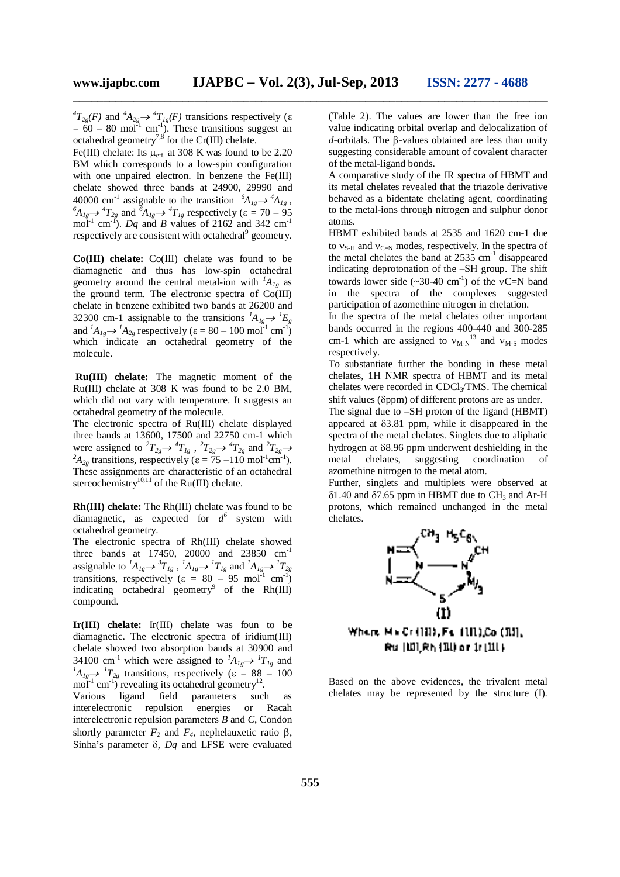$^4T_{2g}(F)$ and $^4A_{2g}\rightarrow {}^4T_{1g}(F)$ transitions respectively ($\varepsilon$ = 60 – 80 mol$^{-1}$ cm$^{-1}$). These transitions suggest an octahedral geometry[7,8] for the Cr(III) chelate.

Fe(III) chelate: Its $\mu_{eff.}$ at 308 K was found to be 2.20 BM which corresponds to a low-spin configuration with one unpaired electron. In benzene the Fe(III) chelate showed three bands at 24900, 29990 and 40000 cm$^{-1}$ assignable to the transition $^6A_{1g}\rightarrow {}^4A_{1g}$, $^6A_{1g}\rightarrow {}^4T_{2g}$ and $^6A_{1g}\rightarrow {}^4T_{1g}$ respectively ($\varepsilon$ = 70 – 95 mol$^{-1}$ cm$^{-1}$). *Dq* and *B* values of 2162 and 342 cm$^{-1}$ respectively are consistent with octahedral[9] geometry.

**Co(III) chelate:** Co(III) chelate was found to be diamagnetic and thus has low-spin octahedral geometry around the central metal-ion with $^1A_{1g}$ as the ground term. The electronic spectra of Co(III) chelate in benzene exhibited two bands at 26200 and 32300 cm-1 assignable to the transitions $^1A_{1g}\rightarrow {}^1E_g$ and $^1A_{1g}\rightarrow {}^1A_{2g}$ respectively ($\varepsilon$ = 80 – 100 mol$^{-1}$ cm$^{-1}$) which indicate an octahedral geometry of the molecule.

**Ru(III) chelate:** The magnetic moment of the Ru(III) chelate at 308 K was found to be 2.0 BM, which did not vary with temperature. It suggests an octahedral geometry of the molecule.

The electronic spectra of Ru(III) chelate displayed three bands at 13600, 17500 and 22750 cm-1 which were assigned to $^2T_{2g}\rightarrow {}^4T_{1g}$, $^2T_{2g}\rightarrow {}^4T_{2g}$ and $^2T_{2g}\rightarrow {}^2A_{2g}$ transitions, respectively ($\varepsilon$ = 75 –110 mol$^{-1}$cm$^{-1}$). These assignments are characteristic of an octahedral stereochemistry[10,11] of the Ru(III) chelate.

**Rh(III) chelate:** The Rh(III) chelate was found to be diamagnetic, as expected for $d^6$ system with octahedral geometry.

The electronic spectra of Rh(III) chelate showed three bands at 17450, 20000 and 23850 cm$^{-1}$ assignable to $^1A_{1g}\rightarrow {}^3T_{1g}$, $^1A_{1g}\rightarrow {}^1T_{1g}$ and $^1A_{1g}\rightarrow {}^1T_{2g}$ transitions, respectively ($\varepsilon$ = 80 – 95 mol$^{-1}$ cm$^{-1}$) indicating octahedral geometry[9] of the Rh(III) compound.

**Ir(III) chelate:** Ir(III) chelate was foun to be diamagnetic. The electronic spectra of iridium(III) chelate showed two absorption bands at 30900 and 34100 cm$^{-1}$ which were assigned to $^1A_{1g}\rightarrow {}^1T_{1g}$ and $^1A_{1g}\rightarrow {}^1T_{2g}$ transitions, respectively ($\varepsilon$ = 88 – 100 mol$^{-1}$ cm$^{-1}$) revealing its octahedral geometry[12].

Various ligand field parameters such as interelectronic repulsion energies or Racah interelectronic repulsion parameters *B* and *C*, Condon shortly parameter $F_2$ and $F_4$, nephelauxetic ratio $\beta$, Sinha's parameter $\delta$, *Dq* and LFSE were evaluated (Table 2). The values are lower than the free ion value indicating orbital overlap and delocalization of *d*-orbitals. The $\beta$-values obtained are less than unity suggesting considerable amount of covalent character of the metal-ligand bonds.

A comparative study of the IR spectra of HBMT and its metal chelates revealed that the triazole derivative behaved as a bidentate chelating agent, coordinating to the metal-ions through nitrogen and sulphur donor atoms.

HBMT exhibited bands at 2535 and 1620 cm-1 due to $\nu_{S-H}$ and $\nu_{C=N}$ modes, respectively. In the spectra of the metal chelates the band at 2535 cm$^{-1}$ disappeared indicating deprotonation of the –SH group. The shift towards lower side (~30-40 cm$^{-1}$) of the νC=N band in the spectra of the complexes suggested participation of azomethine nitrogen in chelation.

In the spectra of the metal chelates other important bands occurred in the regions 400-440 and 300-285 cm-1 which are assigned to $\nu_{M-N}$[13] and $\nu_{M-S}$ modes respectively.

To substantiate further the bonding in these metal chelates, 1H NMR spectra of HBMT and its metal chelates were recorded in $CDCl_3$/TMS. The chemical shift values (δppm) of different protons are as under.

The signal due to –SH proton of the ligand (HBMT) appeared at δ3.81 ppm, while it disappeared in the spectra of the metal chelates. Singlets due to aliphatic hydrogen at δ8.96 ppm underwent deshielding in the metal chelates, suggesting coordination of azomethine nitrogen to the metal atom.

Further, singlets and multiplets were observed at δ1.40 and δ7.65 ppm in HBMT due to $CH_3$ and Ar-H protons, which remained unchanged in the metal chelates.

(I)

Where M = Cr(III), Fe (III), Co (III), Ru (III), Rh (III) or Ir (III)

Based on the above evidences, the trivalent metal chelates may be represented by the structure (I).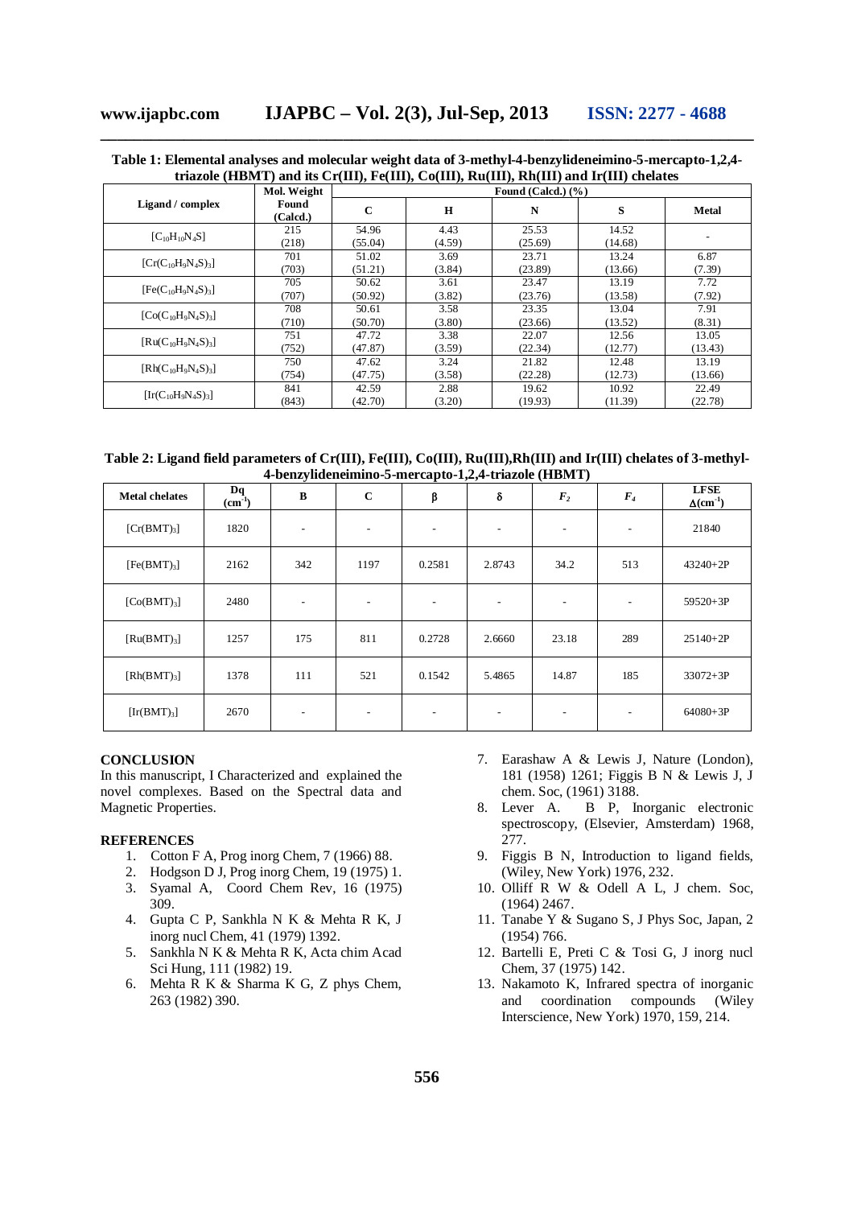**Table 1: Elemental analyses and molecular weight data of 3-methyl-4-benzylideneimino-5-mercapto-1,2,4-triazole (HBMT) and its Cr(III), Fe(III), Co(III), Ru(III), Rh(III) and Ir(III) chelates**

| Ligand / complex | Mol. Weight Found (Calcd.) | Found (Calcd.) (%) | | | | |
|---|---|---|---|---|---|---|
| | | C | H | N | S | Metal |
| $[C_{10}H_{10}N_4S]$ | 215 (218) | 54.96 (55.04) | 4.43 (4.59) | 25.53 (25.69) | 14.52 (14.68) | - |
| $[Cr(C_{10}H_9N_4S)_3]$ | 701 (703) | 51.02 (51.21) | 3.69 (3.84) | 23.71 (23.89) | 13.24 (13.66) | 6.87 (7.39) |
| $[Fe(C_{10}H_9N_4S)_3]$ | 705 (707) | 50.62 (50.92) | 3.61 (3.82) | 23.47 (23.76) | 13.19 (13.58) | 7.72 (7.92) |
| $[Co(C_{10}H_9N_4S)_3]$ | 708 (710) | 50.61 (50.70) | 3.58 (3.80) | 23.35 (23.66) | 13.04 (13.52) | 7.91 (8.31) |
| $[Ru(C_{10}H_9N_4S)_3]$ | 751 (752) | 47.72 (47.87) | 3.38 (3.59) | 22.07 (22.34) | 12.56 (12.77) | 13.05 (13.43) |
| $[Rh(C_{10}H_9N_4S)_3]$ | 750 (754) | 47.62 (47.75) | 3.24 (3.58) | 21.82 (22.28) | 12.48 (12.73) | 13.19 (13.66) |
| $[Ir(C_{10}H_9N_4S)_3]$ | 841 (843) | 42.59 (42.70) | 2.88 (3.20) | 19.62 (19.93) | 10.92 (11.39) | 22.49 (22.78) |

**Table 2: Ligand field parameters of Cr(III), Fe(III), Co(III), Ru(III),Rh(III) and Ir(III) chelates of 3-methyl-4-benzylideneimino-5-mercapto-1,2,4-triazole (HBMT)**

| Metal chelates | Dq ($cm^{-1}$) | B | C | β | δ | $F_2$ | $F_4$ | LFSE $\Delta(cm^{-1})$ |
|---|---|---|---|---|---|---|---|---|
| $[Cr(BMT)_3]$ | 1820 | - | - | - | - | - | - | 21840 |
| $[Fe(BMT)_3]$ | 2162 | 342 | 1197 | 0.2581 | 2.8743 | 34.2 | 513 | 43240+2P |
| $[Co(BMT)_3]$ | 2480 | - | - | - | - | - | - | 59520+3P |
| $[Ru(BMT)_3]$ | 1257 | 175 | 811 | 0.2728 | 2.6660 | 23.18 | 289 | 25140+2P |
| $[Rh(BMT)_3]$ | 1378 | 111 | 521 | 0.1542 | 5.4865 | 14.87 | 185 | 33072+3P |
| $[Ir(BMT)_3]$ | 2670 | - | - | - | - | - | - | 64080+3P |

## CONCLUSION

In this manuscript, I Characterized and explained the novel complexes. Based on the Spectral data and Magnetic Properties.

## REFERENCES

1. Cotton F A, Prog inorg Chem, 7 (1966) 88.
2. Hodgson D J, Prog inorg Chem, 19 (1975) 1.
3. Syamal A, Coord Chem Rev, 16 (1975) 309.
4. Gupta C P, Sankhla N K & Mehta R K, J inorg nucl Chem, 41 (1979) 1392.
5. Sankhla N K & Mehta R K, Acta chim Acad Sci Hung, 111 (1982) 19.
6. Mehta R K & Sharma K G, Z phys Chem, 263 (1982) 390.
7. Earashaw A & Lewis J, Nature (London), 181 (1958) 1261; Figgis B N & Lewis J, J chem. Soc, (1961) 3188.
8. Lever A. B P, Inorganic electronic spectroscopy, (Elsevier, Amsterdam) 1968, 277.
9. Figgis B N, Introduction to ligand fields, (Wiley, New York) 1976, 232.
10. Olliff R W & Odell A L, J chem. Soc, (1964) 2467.
11. Tanabe Y & Sugano S, J Phys Soc, Japan, 2 (1954) 766.
12. Bartelli E, Preti C & Tosi G, J inorg nucl Chem, 37 (1975) 142.
13. Nakamoto K, Infrared spectra of inorganic and coordination compounds (Wiley Interscience, New York) 1970, 159, 214.